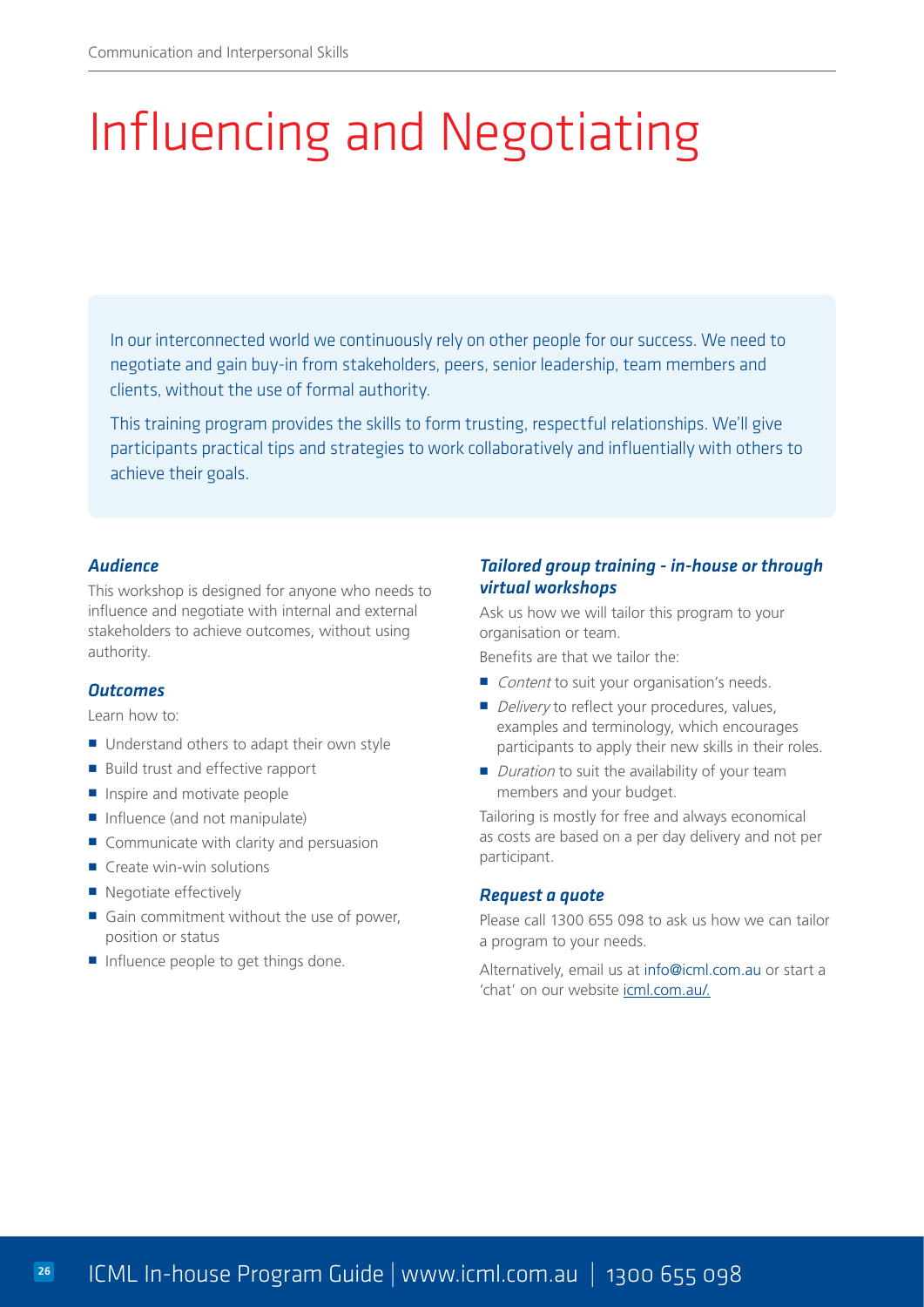# Influencing and Negotiating

In our interconnected world we continuously rely on other people for our success. We need to negotiate and gain buy-in from stakeholders, peers, senior leadership, team members and clients, without the use of formal authority.

This training program provides the skills to form trusting, respectful relationships. We'll give participants practical tips and strategies to work collaboratively and influentially with others to achieve their goals.

### *Audience*

This workshop is designed for anyone who needs to influence and negotiate with internal and external stakeholders to achieve outcomes, without using authority.

### *Outcomes*

Learn how to:

- Understand others to adapt their own style
- Build trust and effective rapport
- Inspire and motivate people
- Influence (and not manipulate)
- Communicate with clarity and persuasion
- Create win-win solutions
- Negotiate effectively
- Gain commitment without the use of power, position or status
- Influence people to get things done.

### *Tailored group training - in-house or through virtual workshops*

Ask us how we will tailor this program to your organisation or team.

Benefits are that we tailor the:

- *Content* to suit your organisation's needs.
- *Delivery* to reflect your procedures, values, examples and terminology, which encourages participants to apply their new skills in their roles.
- *Duration* to suit the availability of your team members and your budget.

Tailoring is mostly for free and always economical as costs are based on a per day delivery and not per participant.

### *Request a quote*

Please call 1300 655 098 to ask us how we can tailor a program to your needs.

Alternatively, email us at info@icml.com.au or start a 'chat' on our website icml.com.au/.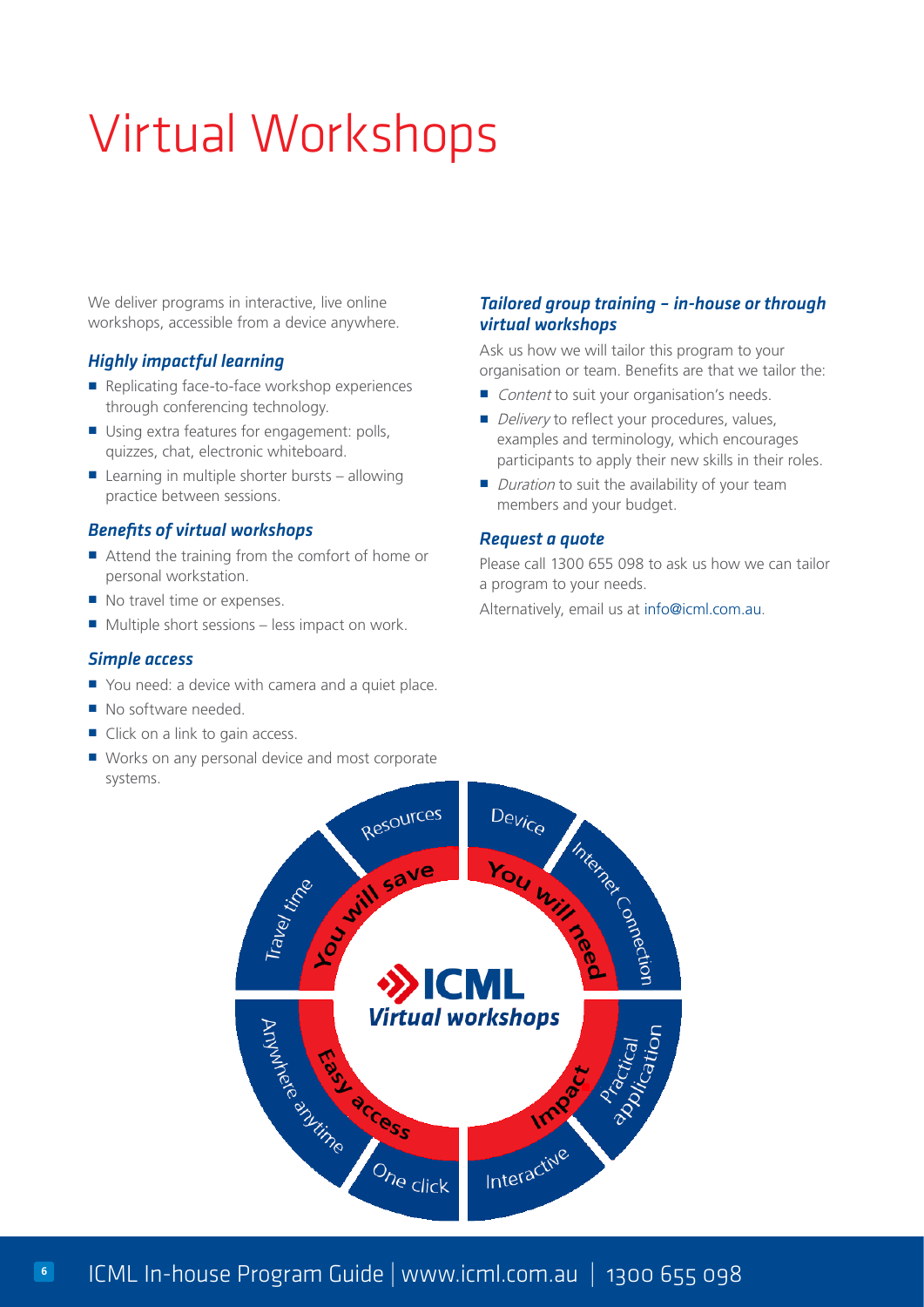# Virtual Workshops

We deliver programs in interactive, live online workshops, accessible from a device anywhere.

### *Highly impactful learning*

- Replicating face-to-face workshop experiences through conferencing technology.
- Using extra features for engagement: polls, quizzes, chat, electronic whiteboard.
- Learning in multiple shorter bursts – allowing practice between sessions.

### *Benefits of virtual workshops*

- Attend the training from the comfort of home or personal workstation.
- No travel time or expenses.
- Multiple short sessions – less impact on work.

### *Simple access*

- You need: a device with camera and a quiet place.
- No software needed.
- Click on a link to gain access.
- Works on any personal device and most corporate systems.

### *Tailored group training – in-house or through virtual workshops*

Ask us how we will tailor this program to your organisation or team. Benefits are that we tailor the:

- *Content* to suit your organisation's needs.
- *Delivery* to reflect your procedures, values, examples and terminology, which encourages participants to apply their new skills in their roles.
- *Duration* to suit the availability of your team members and your budget.

### *Request a quote*

Please call 1300 655 098 to ask us how we can tailor a program to your needs.

Alternatively, email us at info@icml.com.au.

ICML
Virtual workshops

You will save
Travel time
Resources

You will need
Device
Internet Connection

Impact
Practical application
Interactive

Easy access
One click
Anywhere anytime